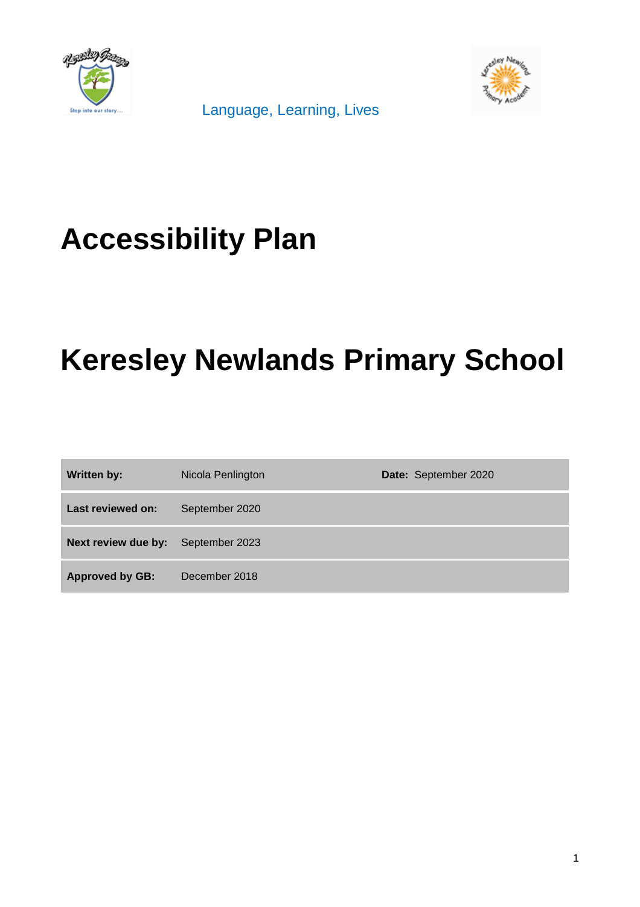Language, Learning, Lives

# Accessibility Plan

# Keresley Newlands Primary School

| **Written by:** | Nicola Penlington | **Date:** September 2020 |
|---|---|---|
| **Last reviewed on:** | September 2020 | |
| **Next review due by:** | September 2023 | |
| **Approved by GB:** | December 2018 | |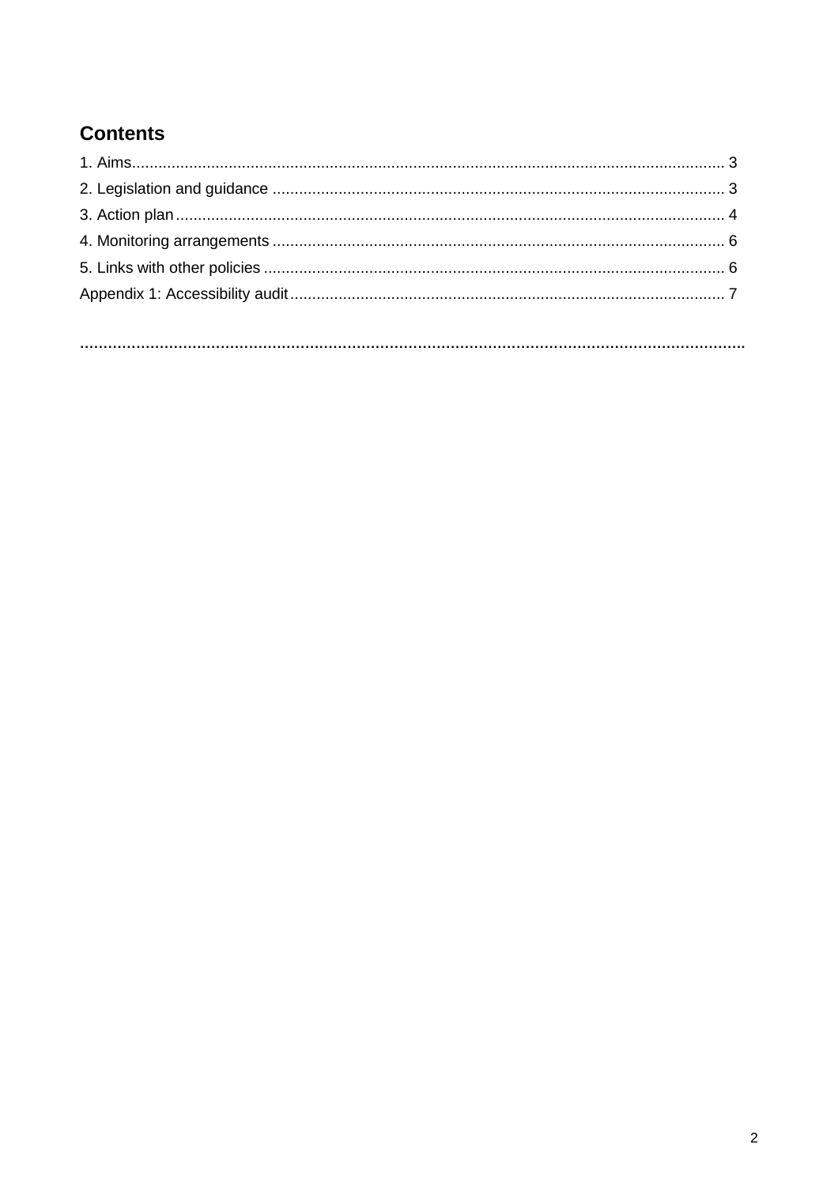## Contents

1. Aims ........................................................................................................................................ 3
2. Legislation and guidance ...................................................................................................... 3
3. Action plan ............................................................................................................................ 4
4. Monitoring arrangements ...................................................................................................... 6
5. Links with other policies ........................................................................................................ 6

Appendix 1: Accessibility audit .................................................................................................. 7

…………………………………………………………………………………………………………………………….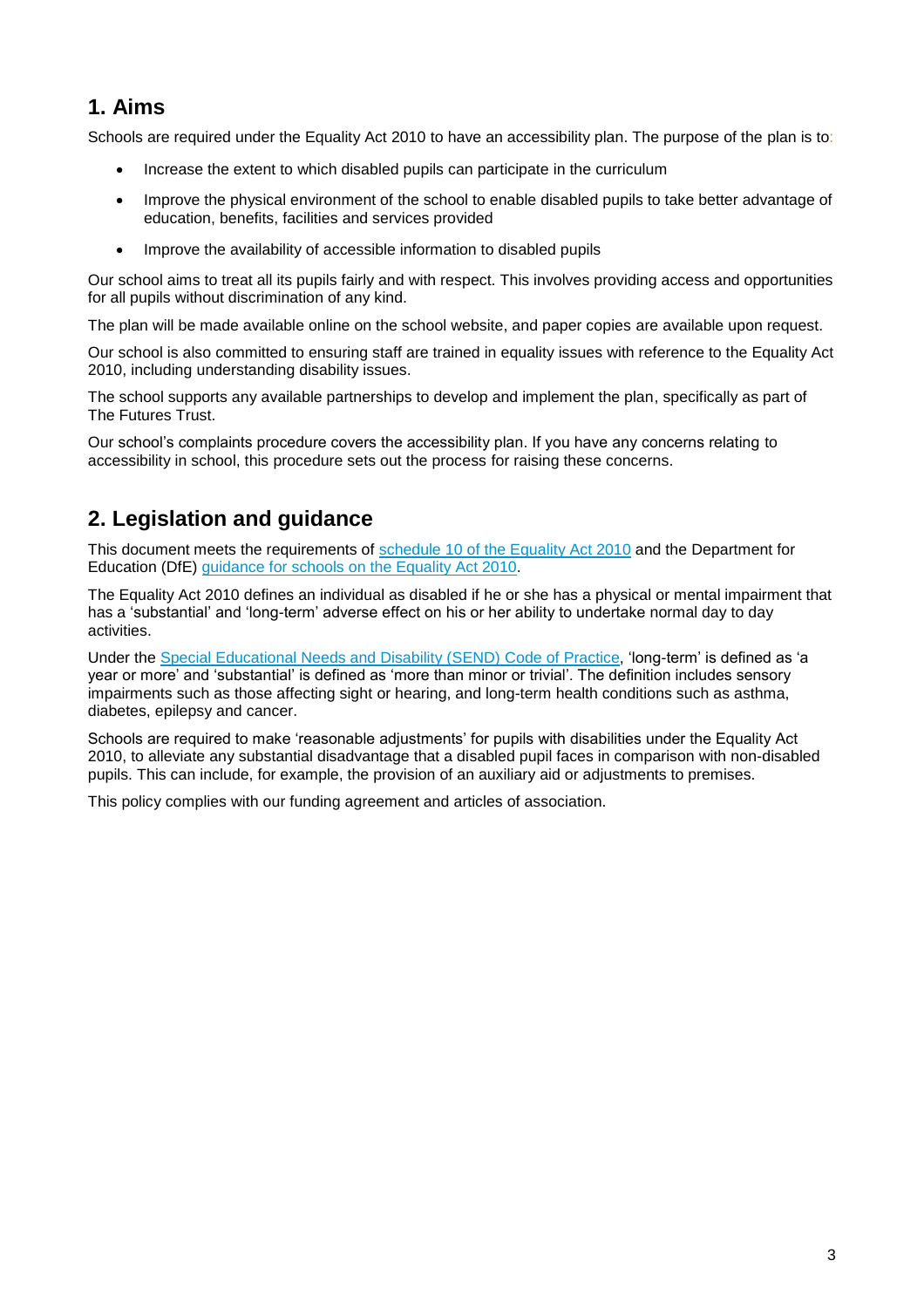## 1. Aims

Schools are required under the Equality Act 2010 to have an accessibility plan. The purpose of the plan is to:

- Increase the extent to which disabled pupils can participate in the curriculum
- Improve the physical environment of the school to enable disabled pupils to take better advantage of education, benefits, facilities and services provided
- Improve the availability of accessible information to disabled pupils

Our school aims to treat all its pupils fairly and with respect. This involves providing access and opportunities for all pupils without discrimination of any kind.

The plan will be made available online on the school website, and paper copies are available upon request.

Our school is also committed to ensuring staff are trained in equality issues with reference to the Equality Act 2010, including understanding disability issues.

The school supports any available partnerships to develop and implement the plan, specifically as part of The Futures Trust.

Our school's complaints procedure covers the accessibility plan. If you have any concerns relating to accessibility in school, this procedure sets out the process for raising these concerns.

## 2. Legislation and guidance

This document meets the requirements of schedule 10 of the Equality Act 2010 and the Department for Education (DfE) guidance for schools on the Equality Act 2010.

The Equality Act 2010 defines an individual as disabled if he or she has a physical or mental impairment that has a 'substantial' and 'long-term' adverse effect on his or her ability to undertake normal day to day activities.

Under the Special Educational Needs and Disability (SEND) Code of Practice, 'long-term' is defined as 'a year or more' and 'substantial' is defined as 'more than minor or trivial'. The definition includes sensory impairments such as those affecting sight or hearing, and long-term health conditions such as asthma, diabetes, epilepsy and cancer.

Schools are required to make 'reasonable adjustments' for pupils with disabilities under the Equality Act 2010, to alleviate any substantial disadvantage that a disabled pupil faces in comparison with non-disabled pupils. This can include, for example, the provision of an auxiliary aid or adjustments to premises.

This policy complies with our funding agreement and articles of association.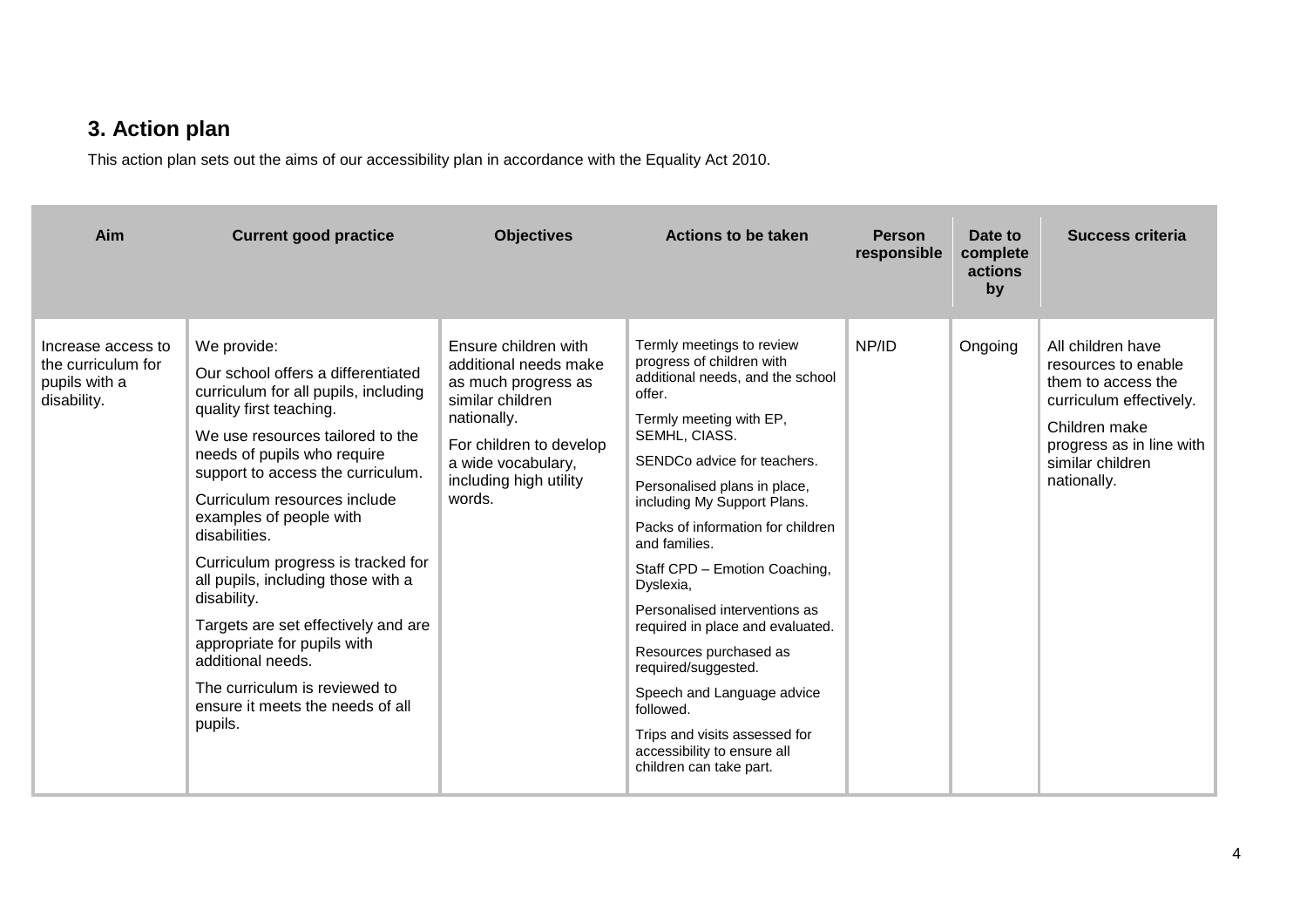## 3. Action plan

This action plan sets out the aims of our accessibility plan in accordance with the Equality Act 2010.

| Aim | Current good practice | Objectives | Actions to be taken | Person responsible | Date to complete actions by | Success criteria |
|---|---|---|---|---|---|---|
| Increase access to the curriculum for pupils with a disability. | We provide:<br><br>Our school offers a differentiated curriculum for all pupils, including quality first teaching.<br><br>We use resources tailored to the needs of pupils who require support to access the curriculum.<br><br>Curriculum resources include examples of people with disabilities.<br><br>Curriculum progress is tracked for all pupils, including those with a disability.<br><br>Targets are set effectively and are appropriate for pupils with additional needs.<br><br>The curriculum is reviewed to ensure it meets the needs of all pupils. | Ensure children with additional needs make as much progress as similar children nationally.<br><br>For children to develop a wide vocabulary, including high utility words. | Termly meetings to review progress of children with additional needs, and the school offer.<br><br>Termly meeting with EP, SEMHL, CIASS.<br><br>SENDCo advice for teachers.<br><br>Personalised plans in place, including My Support Plans.<br><br>Packs of information for children and families.<br><br>Staff CPD – Emotion Coaching, Dyslexia,<br><br>Personalised interventions as required in place and evaluated.<br><br>Resources purchased as required/suggested.<br><br>Speech and Language advice followed.<br><br>Trips and visits assessed for accessibility to ensure all children can take part. | NP/ID | Ongoing | All children have resources to enable them to access the curriculum effectively.<br><br>Children make progress as in line with similar children nationally. |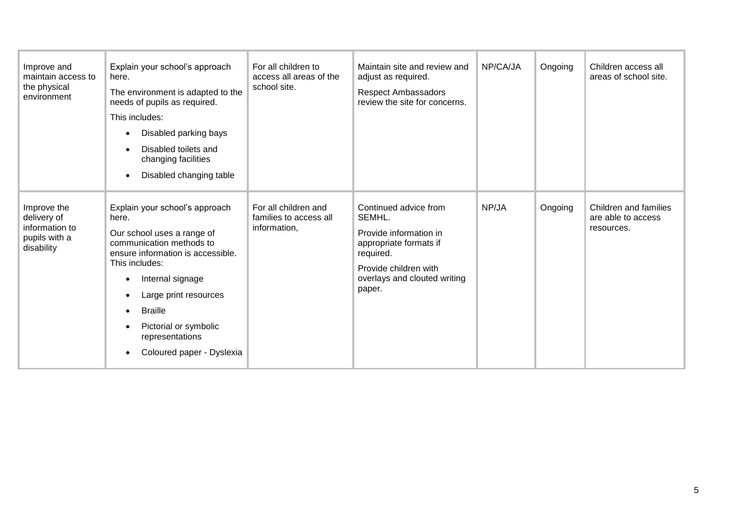| | | | | | | |
|---|---|---|---|---|---|---|
| Improve and maintain access to the physical environment | Explain your school's approach here.<br>The environment is adapted to the needs of pupils as required.<br>This includes:<br>• Disabled parking bays<br>• Disabled toilets and changing facilities<br>• Disabled changing table | For all children to access all areas of the school site. | Maintain site and review and adjust as required.<br>Respect Ambassadors review the site for concerns. | NP/CA/JA | Ongoing | Children access all areas of school site. |
| Improve the delivery of information to pupils with a disability | Explain your school's approach here.<br>Our school uses a range of communication methods to ensure information is accessible. This includes:<br>• Internal signage<br>• Large print resources<br>• Braille<br>• Pictorial or symbolic representations<br>• Coloured paper - Dyslexia | For all children and families to access all information, | Continued advice from SEMHL.<br>Provide information in appropriate formats if required.<br>Provide children with overlays and clouted writing paper. | NP/JA | Ongoing | Children and families are able to access resources. |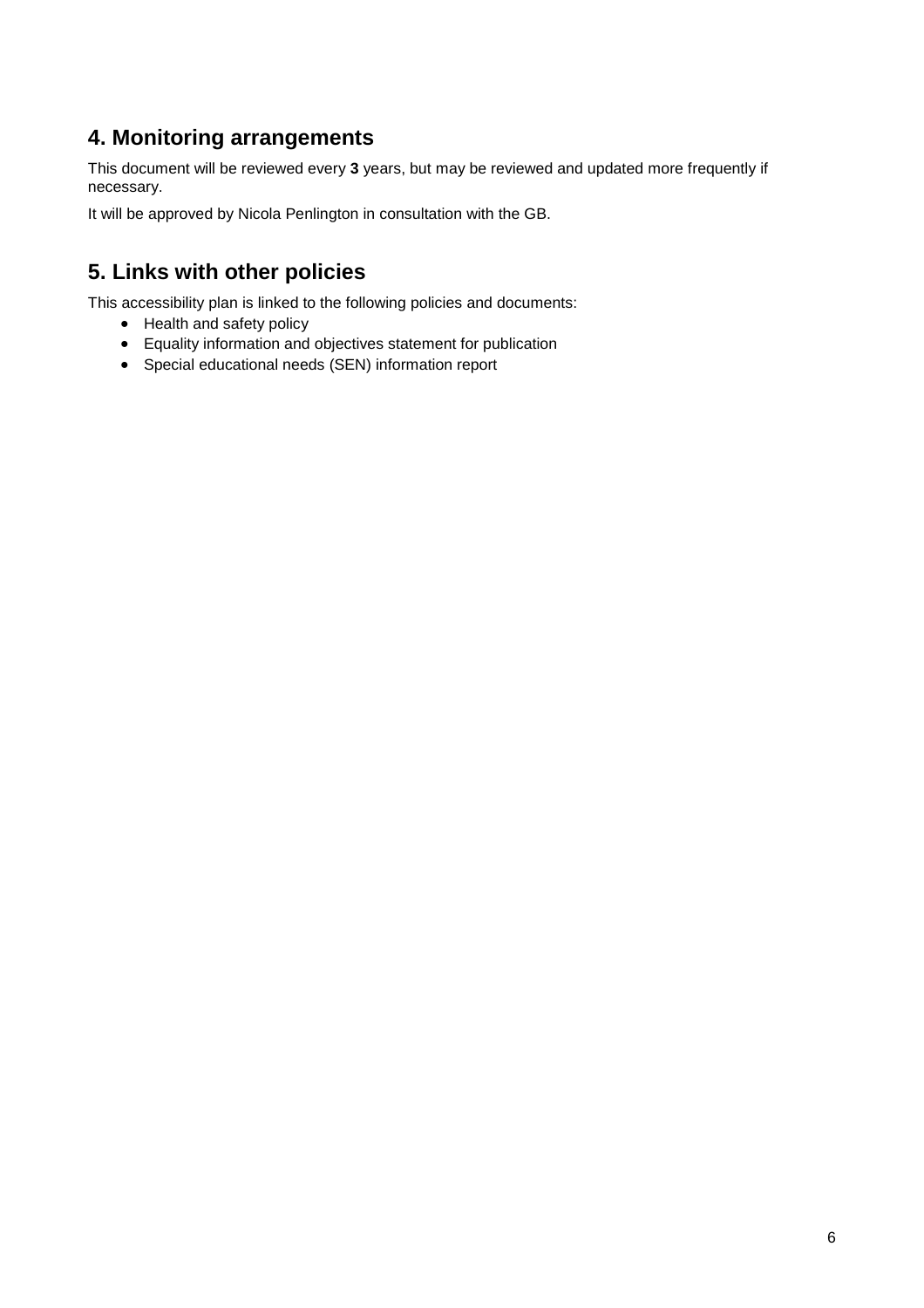## 4. Monitoring arrangements

This document will be reviewed every **3** years, but may be reviewed and updated more frequently if necessary.

It will be approved by Nicola Penlington in consultation with the GB.

## 5. Links with other policies

This accessibility plan is linked to the following policies and documents:

- Health and safety policy
- Equality information and objectives statement for publication
- Special educational needs (SEN) information report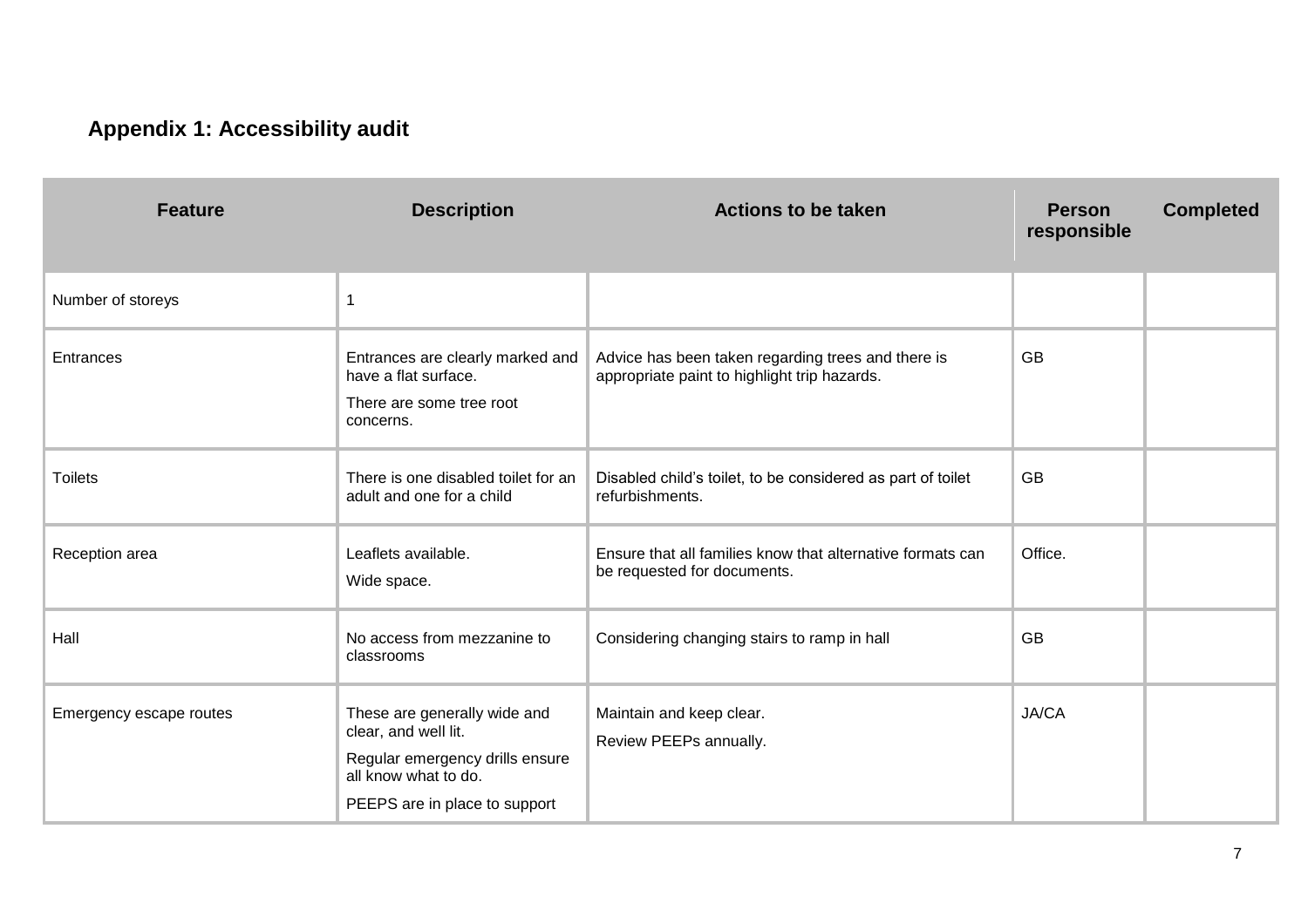## Appendix 1: Accessibility audit

| Feature | Description | Actions to be taken | Person responsible | Completed |
|---|---|---|---|---|
| Number of storeys | 1 | | | |
| Entrances | Entrances are clearly marked and have a flat surface.<br>There are some tree root concerns. | Advice has been taken regarding trees and there is appropriate paint to highlight trip hazards. | GB | |
| Toilets | There is one disabled toilet for an adult and one for a child | Disabled child's toilet, to be considered as part of toilet refurbishments. | GB | |
| Reception area | Leaflets available.<br>Wide space. | Ensure that all families know that alternative formats can be requested for documents. | Office. | |
| Hall | No access from mezzanine to classrooms | Considering changing stairs to ramp in hall | GB | |
| Emergency escape routes | These are generally wide and clear, and well lit.<br>Regular emergency drills ensure all know what to do.<br>PEEPS are in place to support | Maintain and keep clear.<br>Review PEEPs annually. | JA/CA | |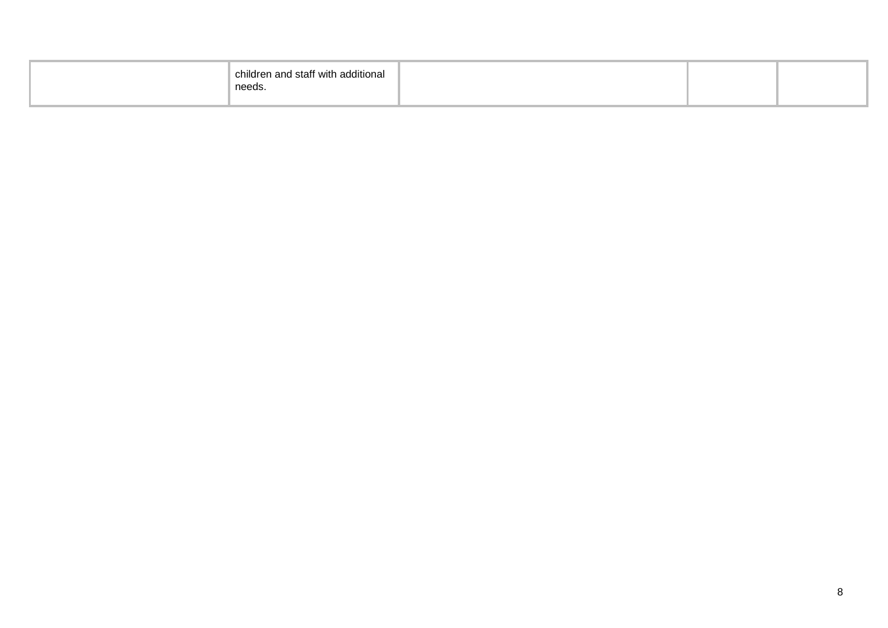| | | | | |
|---|---|---|---|---|
| | children and staff with additional needs. | | | |